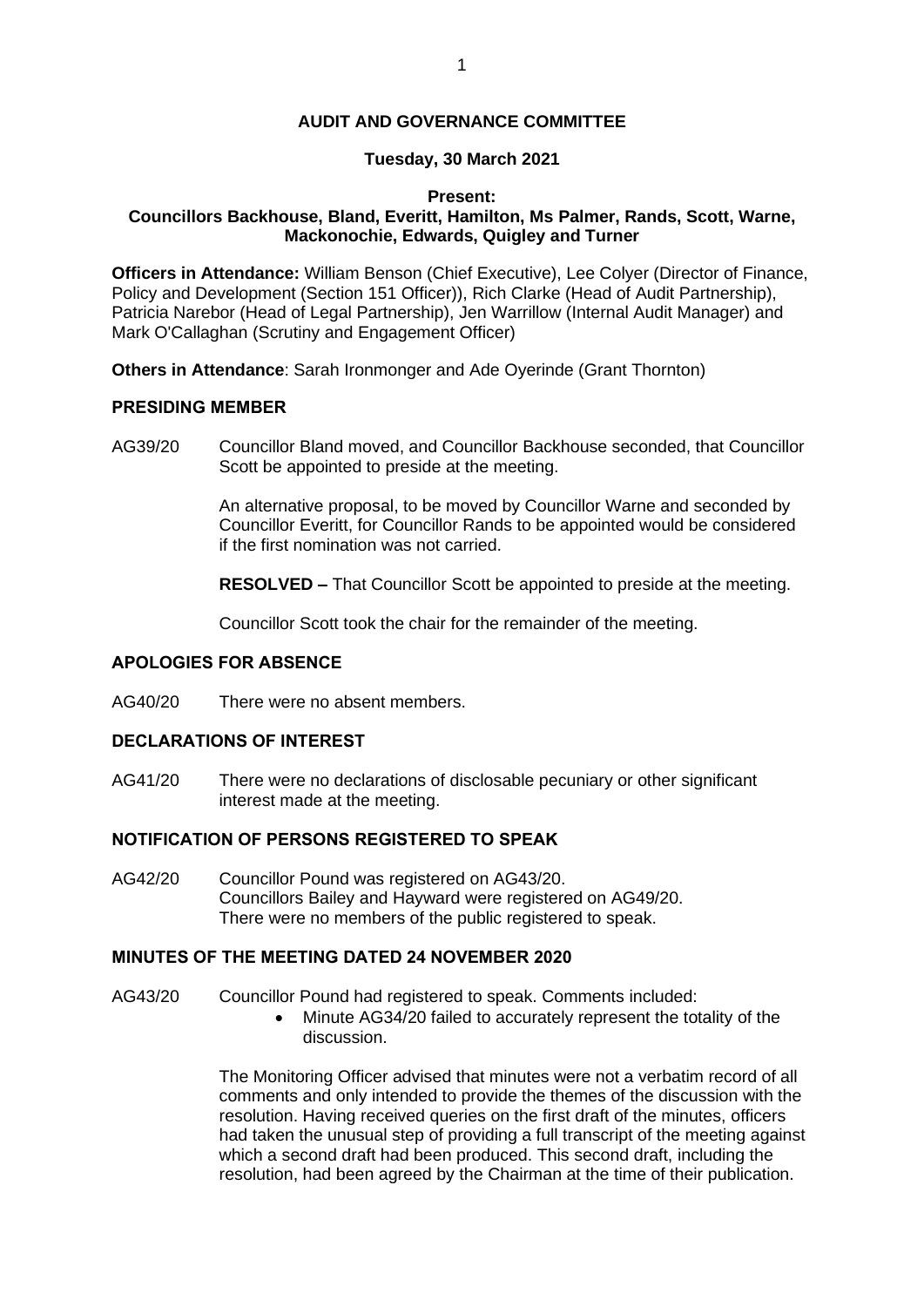# AUDIT AND GOVERNANCE COMMITTEE

**Tuesday, 30 March 2021**

**Present:**
**Councillors Backhouse, Bland, Everitt, Hamilton, Ms Palmer, Rands, Scott, Warne, Mackonochie, Edwards, Quigley and Turner**

**Officers in Attendance:** William Benson (Chief Executive), Lee Colyer (Director of Finance, Policy and Development (Section 151 Officer)), Rich Clarke (Head of Audit Partnership), Patricia Narebor (Head of Legal Partnership), Jen Warrillow (Internal Audit Manager) and Mark O'Callaghan (Scrutiny and Engagement Officer)

**Others in Attendance**: Sarah Ironmonger and Ade Oyerinde (Grant Thornton)

## PRESIDING MEMBER

AG39/20 Councillor Bland moved, and Councillor Backhouse seconded, that Councillor Scott be appointed to preside at the meeting.

An alternative proposal, to be moved by Councillor Warne and seconded by Councillor Everitt, for Councillor Rands to be appointed would be considered if the first nomination was not carried.

**RESOLVED –** That Councillor Scott be appointed to preside at the meeting.

Councillor Scott took the chair for the remainder of the meeting.

## APOLOGIES FOR ABSENCE

AG40/20 There were no absent members.

## DECLARATIONS OF INTEREST

AG41/20 There were no declarations of disclosable pecuniary or other significant interest made at the meeting.

## NOTIFICATION OF PERSONS REGISTERED TO SPEAK

AG42/20 Councillor Pound was registered on AG43/20.
Councillors Bailey and Hayward were registered on AG49/20.
There were no members of the public registered to speak.

## MINUTES OF THE MEETING DATED 24 NOVEMBER 2020

AG43/20 Councillor Pound had registered to speak. Comments included:

- Minute AG34/20 failed to accurately represent the totality of the discussion.

The Monitoring Officer advised that minutes were not a verbatim record of all comments and only intended to provide the themes of the discussion with the resolution. Having received queries on the first draft of the minutes, officers had taken the unusual step of providing a full transcript of the meeting against which a second draft had been produced. This second draft, including the resolution, had been agreed by the Chairman at the time of their publication.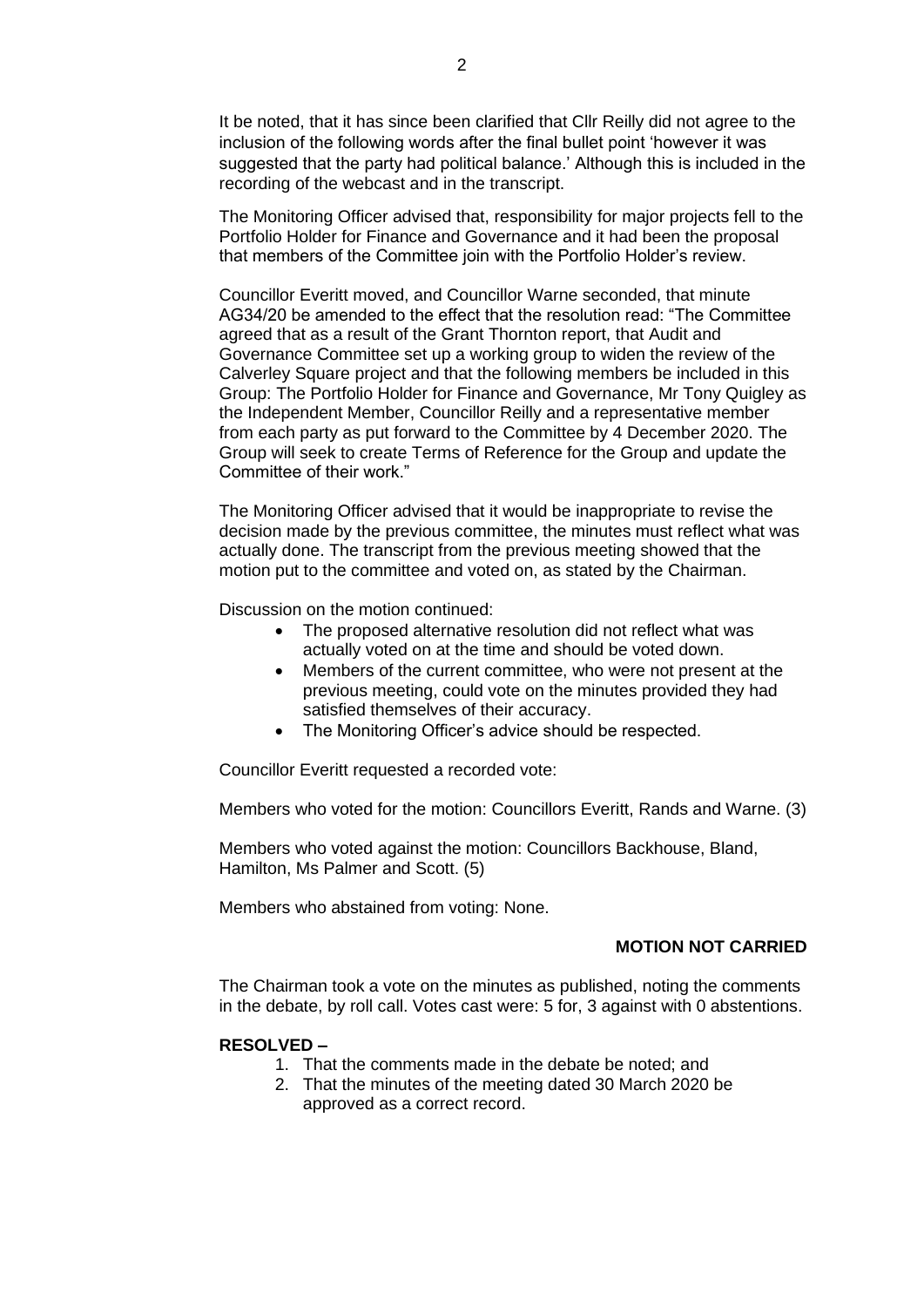It be noted, that it has since been clarified that Cllr Reilly did not agree to the inclusion of the following words after the final bullet point 'however it was suggested that the party had political balance.' Although this is included in the recording of the webcast and in the transcript.

The Monitoring Officer advised that, responsibility for major projects fell to the Portfolio Holder for Finance and Governance and it had been the proposal that members of the Committee join with the Portfolio Holder's review.

Councillor Everitt moved, and Councillor Warne seconded, that minute AG34/20 be amended to the effect that the resolution read: "The Committee agreed that as a result of the Grant Thornton report, that Audit and Governance Committee set up a working group to widen the review of the Calverley Square project and that the following members be included in this Group: The Portfolio Holder for Finance and Governance, Mr Tony Quigley as the Independent Member, Councillor Reilly and a representative member from each party as put forward to the Committee by 4 December 2020. The Group will seek to create Terms of Reference for the Group and update the Committee of their work."

The Monitoring Officer advised that it would be inappropriate to revise the decision made by the previous committee, the minutes must reflect what was actually done. The transcript from the previous meeting showed that the motion put to the committee and voted on, as stated by the Chairman.

Discussion on the motion continued:

- The proposed alternative resolution did not reflect what was actually voted on at the time and should be voted down.
- Members of the current committee, who were not present at the previous meeting, could vote on the minutes provided they had satisfied themselves of their accuracy.
- The Monitoring Officer's advice should be respected.

Councillor Everitt requested a recorded vote:

Members who voted for the motion: Councillors Everitt, Rands and Warne. (3)

Members who voted against the motion: Councillors Backhouse, Bland, Hamilton, Ms Palmer and Scott. (5)

Members who abstained from voting: None.

**MOTION NOT CARRIED**

The Chairman took a vote on the minutes as published, noting the comments in the debate, by roll call. Votes cast were: 5 for, 3 against with 0 abstentions.

**RESOLVED –**

1. That the comments made in the debate be noted; and
2. That the minutes of the meeting dated 30 March 2020 be approved as a correct record.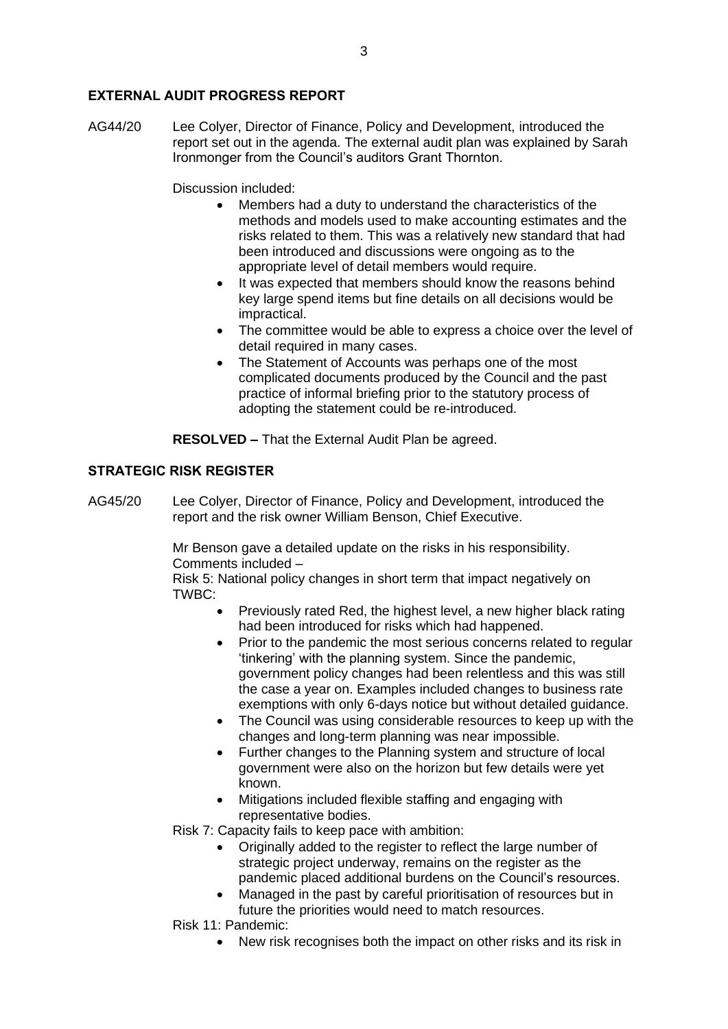## EXTERNAL AUDIT PROGRESS REPORT

AG44/20 Lee Colyer, Director of Finance, Policy and Development, introduced the report set out in the agenda. The external audit plan was explained by Sarah Ironmonger from the Council's auditors Grant Thornton.

Discussion included:

- Members had a duty to understand the characteristics of the methods and models used to make accounting estimates and the risks related to them. This was a relatively new standard that had been introduced and discussions were ongoing as to the appropriate level of detail members would require.
- It was expected that members should know the reasons behind key large spend items but fine details on all decisions would be impractical.
- The committee would be able to express a choice over the level of detail required in many cases.
- The Statement of Accounts was perhaps one of the most complicated documents produced by the Council and the past practice of informal briefing prior to the statutory process of adopting the statement could be re-introduced.

**RESOLVED –** That the External Audit Plan be agreed.

## STRATEGIC RISK REGISTER

AG45/20 Lee Colyer, Director of Finance, Policy and Development, introduced the report and the risk owner William Benson, Chief Executive.

Mr Benson gave a detailed update on the risks in his responsibility. Comments included –

Risk 5: National policy changes in short term that impact negatively on TWBC:

- Previously rated Red, the highest level, a new higher black rating had been introduced for risks which had happened.
- Prior to the pandemic the most serious concerns related to regular 'tinkering' with the planning system. Since the pandemic, government policy changes had been relentless and this was still the case a year on. Examples included changes to business rate exemptions with only 6-days notice but without detailed guidance.
- The Council was using considerable resources to keep up with the changes and long-term planning was near impossible.
- Further changes to the Planning system and structure of local government were also on the horizon but few details were yet known.
- Mitigations included flexible staffing and engaging with representative bodies.

Risk 7: Capacity fails to keep pace with ambition:

- Originally added to the register to reflect the large number of strategic project underway, remains on the register as the pandemic placed additional burdens on the Council's resources.
- Managed in the past by careful prioritisation of resources but in future the priorities would need to match resources.

Risk 11: Pandemic:

- New risk recognises both the impact on other risks and its risk in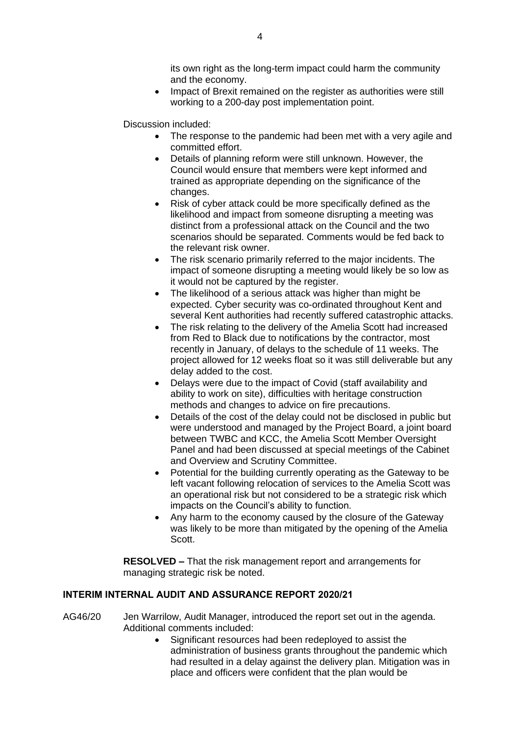its own right as the long-term impact could harm the community and the economy.

- Impact of Brexit remained on the register as authorities were still working to a 200-day post implementation point.

Discussion included:

- The response to the pandemic had been met with a very agile and committed effort.
- Details of planning reform were still unknown. However, the Council would ensure that members were kept informed and trained as appropriate depending on the significance of the changes.
- Risk of cyber attack could be more specifically defined as the likelihood and impact from someone disrupting a meeting was distinct from a professional attack on the Council and the two scenarios should be separated. Comments would be fed back to the relevant risk owner.
- The risk scenario primarily referred to the major incidents. The impact of someone disrupting a meeting would likely be so low as it would not be captured by the register.
- The likelihood of a serious attack was higher than might be expected. Cyber security was co-ordinated throughout Kent and several Kent authorities had recently suffered catastrophic attacks.
- The risk relating to the delivery of the Amelia Scott had increased from Red to Black due to notifications by the contractor, most recently in January, of delays to the schedule of 11 weeks. The project allowed for 12 weeks float so it was still deliverable but any delay added to the cost.
- Delays were due to the impact of Covid (staff availability and ability to work on site), difficulties with heritage construction methods and changes to advice on fire precautions.
- Details of the cost of the delay could not be disclosed in public but were understood and managed by the Project Board, a joint board between TWBC and KCC, the Amelia Scott Member Oversight Panel and had been discussed at special meetings of the Cabinet and Overview and Scrutiny Committee.
- Potential for the building currently operating as the Gateway to be left vacant following relocation of services to the Amelia Scott was an operational risk but not considered to be a strategic risk which impacts on the Council's ability to function.
- Any harm to the economy caused by the closure of the Gateway was likely to be more than mitigated by the opening of the Amelia Scott.

**RESOLVED –** That the risk management report and arrangements for managing strategic risk be noted.

## INTERIM INTERNAL AUDIT AND ASSURANCE REPORT 2020/21

AG46/20 Jen Warrilow, Audit Manager, introduced the report set out in the agenda. Additional comments included:

- Significant resources had been redeployed to assist the administration of business grants throughout the pandemic which had resulted in a delay against the delivery plan. Mitigation was in place and officers were confident that the plan would be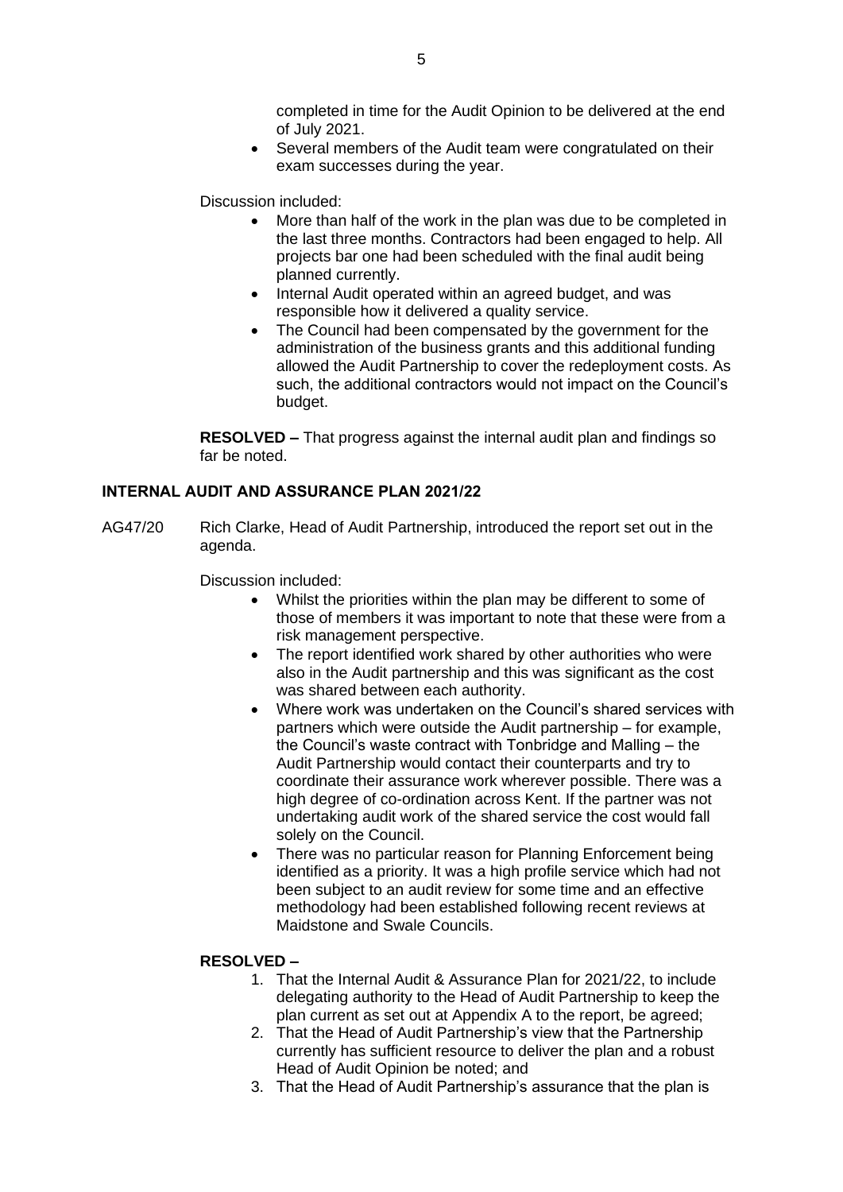completed in time for the Audit Opinion to be delivered at the end of July 2021.

- Several members of the Audit team were congratulated on their exam successes during the year.

Discussion included:

- More than half of the work in the plan was due to be completed in the last three months. Contractors had been engaged to help. All projects bar one had been scheduled with the final audit being planned currently.
- Internal Audit operated within an agreed budget, and was responsible how it delivered a quality service.
- The Council had been compensated by the government for the administration of the business grants and this additional funding allowed the Audit Partnership to cover the redeployment costs. As such, the additional contractors would not impact on the Council's budget.

**RESOLVED –** That progress against the internal audit plan and findings so far be noted.

## INTERNAL AUDIT AND ASSURANCE PLAN 2021/22

AG47/20 Rich Clarke, Head of Audit Partnership, introduced the report set out in the agenda.

Discussion included:

- Whilst the priorities within the plan may be different to some of those of members it was important to note that these were from a risk management perspective.
- The report identified work shared by other authorities who were also in the Audit partnership and this was significant as the cost was shared between each authority.
- Where work was undertaken on the Council's shared services with partners which were outside the Audit partnership – for example, the Council's waste contract with Tonbridge and Malling – the Audit Partnership would contact their counterparts and try to coordinate their assurance work wherever possible. There was a high degree of co-ordination across Kent. If the partner was not undertaking audit work of the shared service the cost would fall solely on the Council.
- There was no particular reason for Planning Enforcement being identified as a priority. It was a high profile service which had not been subject to an audit review for some time and an effective methodology had been established following recent reviews at Maidstone and Swale Councils.

**RESOLVED –**

1. That the Internal Audit & Assurance Plan for 2021/22, to include delegating authority to the Head of Audit Partnership to keep the plan current as set out at Appendix A to the report, be agreed;
2. That the Head of Audit Partnership's view that the Partnership currently has sufficient resource to deliver the plan and a robust Head of Audit Opinion be noted; and
3. That the Head of Audit Partnership's assurance that the plan is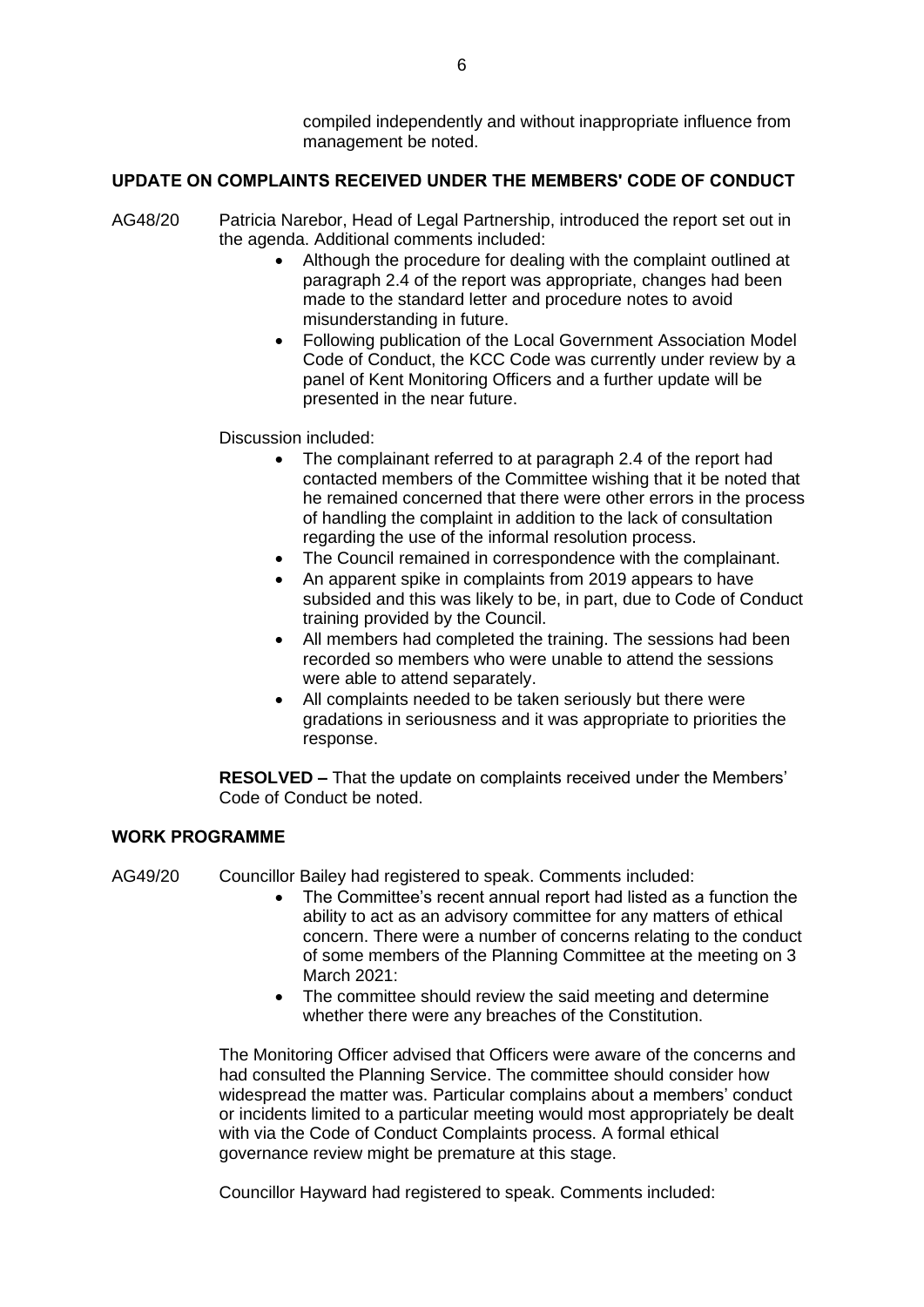compiled independently and without inappropriate influence from management be noted.

## UPDATE ON COMPLAINTS RECEIVED UNDER THE MEMBERS' CODE OF CONDUCT

AG48/20 Patricia Narebor, Head of Legal Partnership, introduced the report set out in the agenda. Additional comments included:

- Although the procedure for dealing with the complaint outlined at paragraph 2.4 of the report was appropriate, changes had been made to the standard letter and procedure notes to avoid misunderstanding in future.
- Following publication of the Local Government Association Model Code of Conduct, the KCC Code was currently under review by a panel of Kent Monitoring Officers and a further update will be presented in the near future.

Discussion included:

- The complainant referred to at paragraph 2.4 of the report had contacted members of the Committee wishing that it be noted that he remained concerned that there were other errors in the process of handling the complaint in addition to the lack of consultation regarding the use of the informal resolution process.
- The Council remained in correspondence with the complainant.
- An apparent spike in complaints from 2019 appears to have subsided and this was likely to be, in part, due to Code of Conduct training provided by the Council.
- All members had completed the training. The sessions had been recorded so members who were unable to attend the sessions were able to attend separately.
- All complaints needed to be taken seriously but there were gradations in seriousness and it was appropriate to priorities the response.

**RESOLVED –** That the update on complaints received under the Members' Code of Conduct be noted.

## WORK PROGRAMME

AG49/20 Councillor Bailey had registered to speak. Comments included:

- The Committee's recent annual report had listed as a function the ability to act as an advisory committee for any matters of ethical concern. There were a number of concerns relating to the conduct of some members of the Planning Committee at the meeting on 3 March 2021:
- The committee should review the said meeting and determine whether there were any breaches of the Constitution.

The Monitoring Officer advised that Officers were aware of the concerns and had consulted the Planning Service. The committee should consider how widespread the matter was. Particular complains about a members' conduct or incidents limited to a particular meeting would most appropriately be dealt with via the Code of Conduct Complaints process. A formal ethical governance review might be premature at this stage.

Councillor Hayward had registered to speak. Comments included: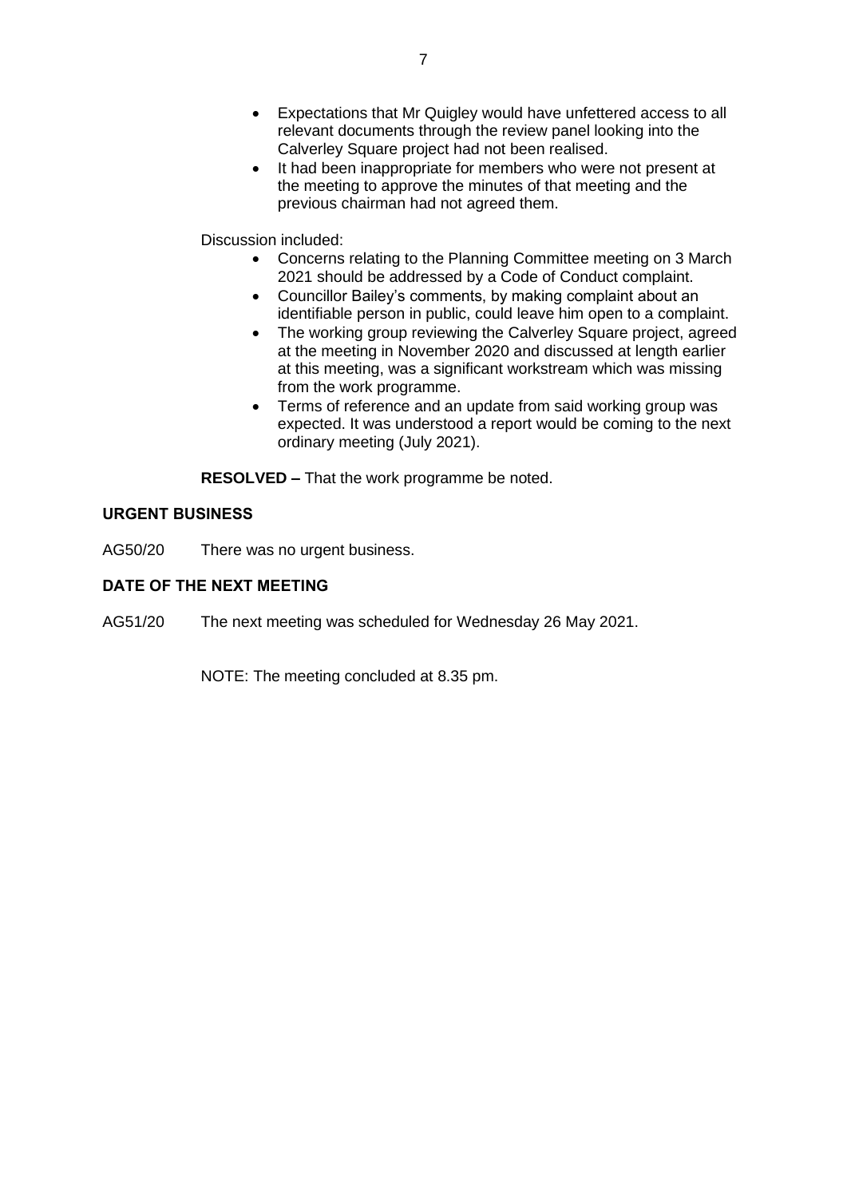- Expectations that Mr Quigley would have unfettered access to all relevant documents through the review panel looking into the Calverley Square project had not been realised.
- It had been inappropriate for members who were not present at the meeting to approve the minutes of that meeting and the previous chairman had not agreed them.

Discussion included:

- Concerns relating to the Planning Committee meeting on 3 March 2021 should be addressed by a Code of Conduct complaint.
- Councillor Bailey's comments, by making complaint about an identifiable person in public, could leave him open to a complaint.
- The working group reviewing the Calverley Square project, agreed at the meeting in November 2020 and discussed at length earlier at this meeting, was a significant workstream which was missing from the work programme.
- Terms of reference and an update from said working group was expected. It was understood a report would be coming to the next ordinary meeting (July 2021).

**RESOLVED –** That the work programme be noted.

**URGENT BUSINESS**

AG50/20 There was no urgent business.

**DATE OF THE NEXT MEETING**

AG51/20 The next meeting was scheduled for Wednesday 26 May 2021.

NOTE: The meeting concluded at 8.35 pm.